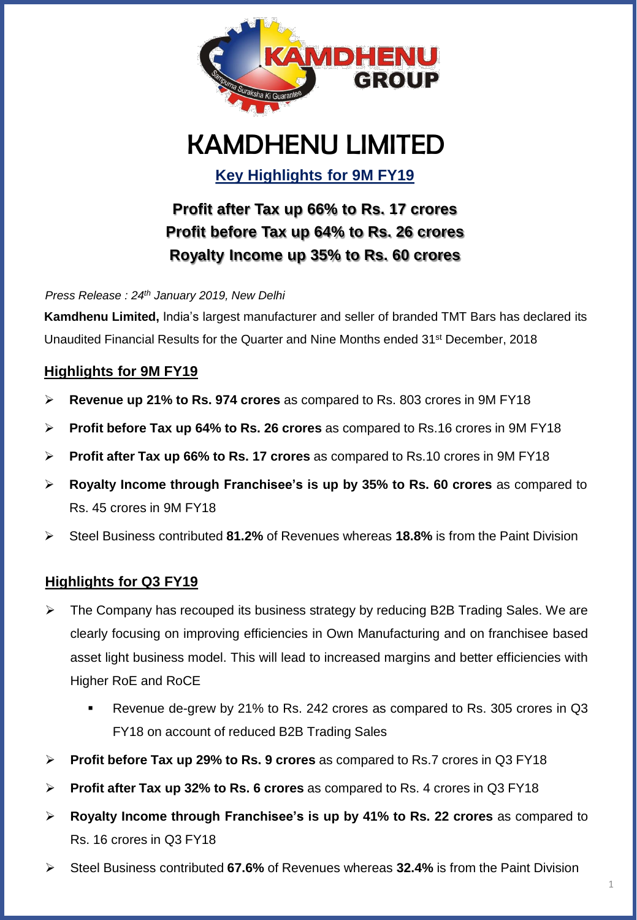# KAMDHENU LIMITED

## Key Highlights for 9M FY19

**Profit after Tax up 66% to Rs. 17 crores**
**Profit before Tax up 64% to Rs. 26 crores**
**Royalty Income up 35% to Rs. 60 crores**

*Press Release : 24th January 2019, New Delhi*

**Kamdhenu Limited,** India's largest manufacturer and seller of branded TMT Bars has declared its Unaudited Financial Results for the Quarter and Nine Months ended 31st December, 2018

### Highlights for 9M FY19

- **Revenue up 21% to Rs. 974 crores** as compared to Rs. 803 crores in 9M FY18
- **Profit before Tax up 64% to Rs. 26 crores** as compared to Rs.16 crores in 9M FY18
- **Profit after Tax up 66% to Rs. 17 crores** as compared to Rs.10 crores in 9M FY18
- **Royalty Income through Franchisee's is up by 35% to Rs. 60 crores** as compared to Rs. 45 crores in 9M FY18
- Steel Business contributed **81.2%** of Revenues whereas **18.8%** is from the Paint Division

### Highlights for Q3 FY19

- The Company has recouped its business strategy by reducing B2B Trading Sales. We are clearly focusing on improving efficiencies in Own Manufacturing and on franchisee based asset light business model. This will lead to increased margins and better efficiencies with Higher RoE and RoCE
  - Revenue de-grew by 21% to Rs. 242 crores as compared to Rs. 305 crores in Q3 FY18 on account of reduced B2B Trading Sales
- **Profit before Tax up 29% to Rs. 9 crores** as compared to Rs.7 crores in Q3 FY18
- **Profit after Tax up 32% to Rs. 6 crores** as compared to Rs. 4 crores in Q3 FY18
- **Royalty Income through Franchisee's is up by 41% to Rs. 22 crores** as compared to Rs. 16 crores in Q3 FY18
- Steel Business contributed **67.6%** of Revenues whereas **32.4%** is from the Paint Division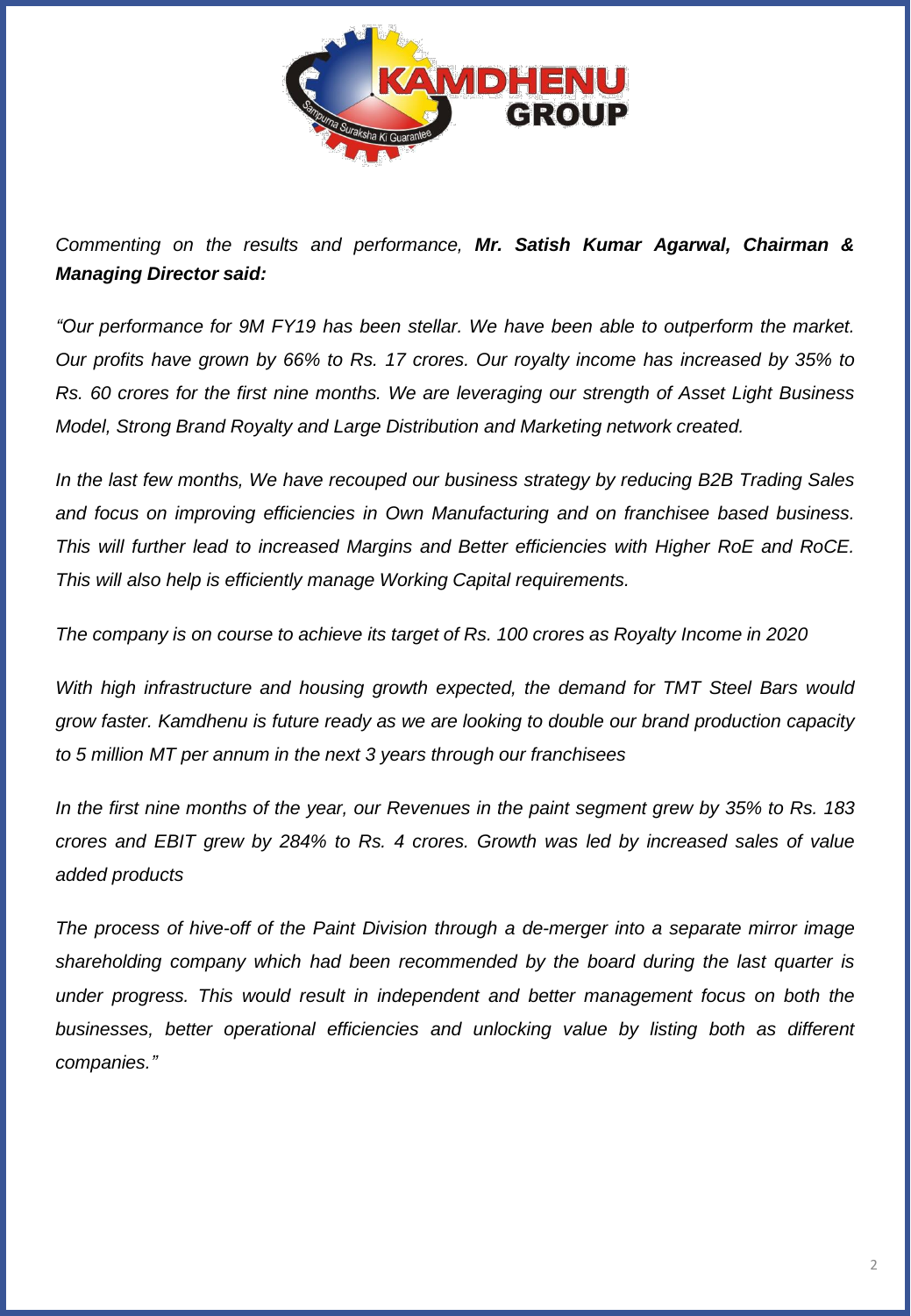*Commenting on the results and performance, **Mr. Satish Kumar Agarwal, Chairman & Managing Director said:***

*"Our performance for 9M FY19 has been stellar. We have been able to outperform the market. Our profits have grown by 66% to Rs. 17 crores. Our royalty income has increased by 35% to Rs. 60 crores for the first nine months. We are leveraging our strength of Asset Light Business Model, Strong Brand Royalty and Large Distribution and Marketing network created.*

*In the last few months, We have recouped our business strategy by reducing B2B Trading Sales and focus on improving efficiencies in Own Manufacturing and on franchisee based business. This will further lead to increased Margins and Better efficiencies with Higher RoE and RoCE. This will also help is efficiently manage Working Capital requirements.*

*The company is on course to achieve its target of Rs. 100 crores as Royalty Income in 2020*

*With high infrastructure and housing growth expected, the demand for TMT Steel Bars would grow faster. Kamdhenu is future ready as we are looking to double our brand production capacity to 5 million MT per annum in the next 3 years through our franchisees*

*In the first nine months of the year, our Revenues in the paint segment grew by 35% to Rs. 183 crores and EBIT grew by 284% to Rs. 4 crores. Growth was led by increased sales of value added products*

*The process of hive-off of the Paint Division through a de-merger into a separate mirror image shareholding company which had been recommended by the board during the last quarter is under progress. This would result in independent and better management focus on both the businesses, better operational efficiencies and unlocking value by listing both as different companies."*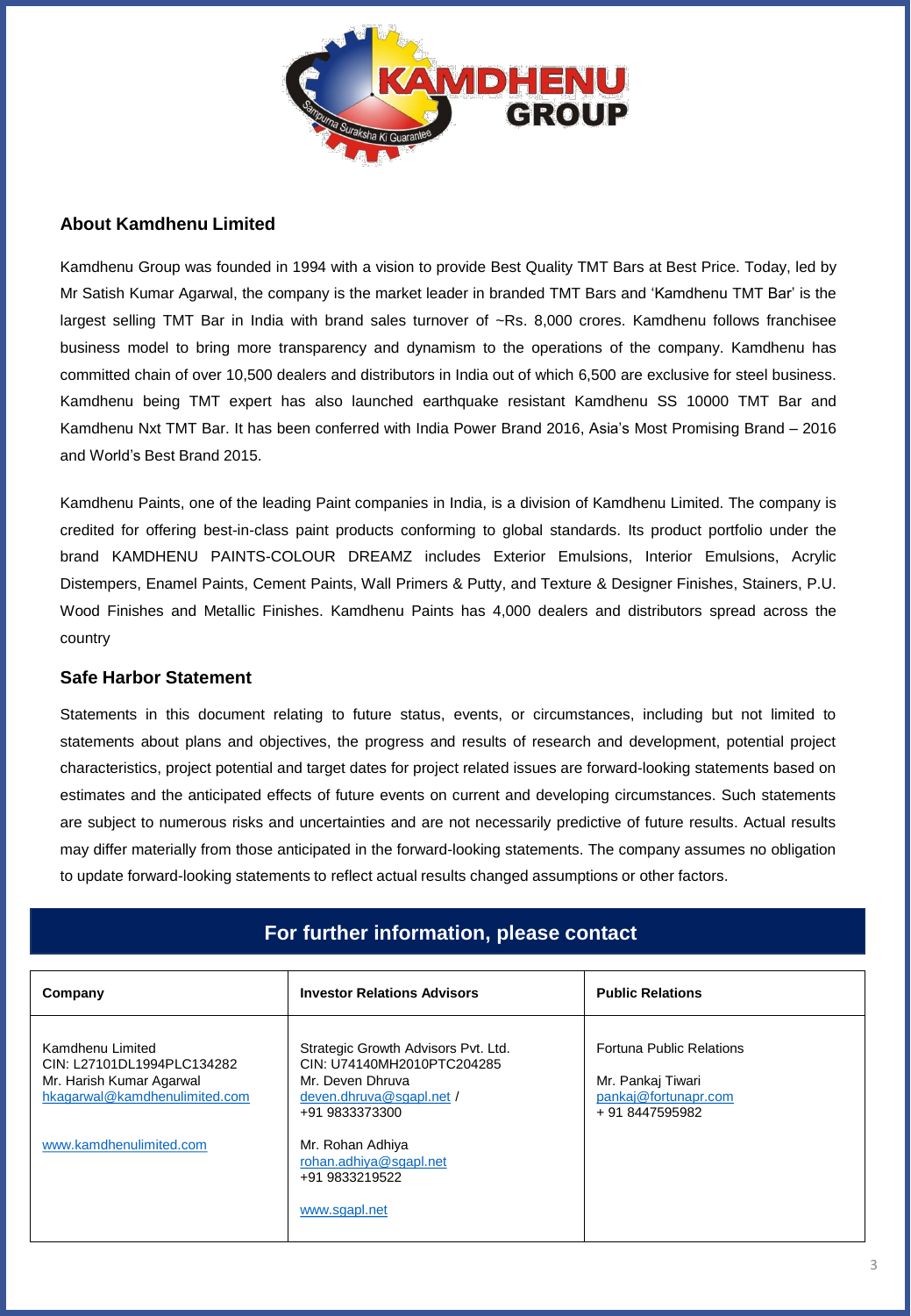## About Kamdhenu Limited

Kamdhenu Group was founded in 1994 with a vision to provide Best Quality TMT Bars at Best Price. Today, led by Mr Satish Kumar Agarwal, the company is the market leader in branded TMT Bars and 'Kamdhenu TMT Bar' is the largest selling TMT Bar in India with brand sales turnover of ~Rs. 8,000 crores. Kamdhenu follows franchisee business model to bring more transparency and dynamism to the operations of the company. Kamdhenu has committed chain of over 10,500 dealers and distributors in India out of which 6,500 are exclusive for steel business. Kamdhenu being TMT expert has also launched earthquake resistant Kamdhenu SS 10000 TMT Bar and Kamdhenu Nxt TMT Bar. It has been conferred with India Power Brand 2016, Asia's Most Promising Brand – 2016 and World's Best Brand 2015.

Kamdhenu Paints, one of the leading Paint companies in India, is a division of Kamdhenu Limited. The company is credited for offering best-in-class paint products conforming to global standards. Its product portfolio under the brand KAMDHENU PAINTS-COLOUR DREAMZ includes Exterior Emulsions, Interior Emulsions, Acrylic Distempers, Enamel Paints, Cement Paints, Wall Primers & Putty, and Texture & Designer Finishes, Stainers, P.U. Wood Finishes and Metallic Finishes. Kamdhenu Paints has 4,000 dealers and distributors spread across the country

## Safe Harbor Statement

Statements in this document relating to future status, events, or circumstances, including but not limited to statements about plans and objectives, the progress and results of research and development, potential project characteristics, project potential and target dates for project related issues are forward-looking statements based on estimates and the anticipated effects of future events on current and developing circumstances. Such statements are subject to numerous risks and uncertainties and are not necessarily predictive of future results. Actual results may differ materially from those anticipated in the forward-looking statements. The company assumes no obligation to update forward-looking statements to reflect actual results changed assumptions or other factors.

## For further information, please contact

| Company | Investor Relations Advisors | Public Relations |
|---|---|---|
| Kamdhenu Limited<br>CIN: L27101DL1994PLC134282<br>Mr. Harish Kumar Agarwal<br>hkagarwal@kamdhenulimited.com<br><br>www.kamdhenulimited.com | Strategic Growth Advisors Pvt. Ltd.<br>CIN: U74140MH2010PTC204285<br>Mr. Deven Dhruva<br>deven.dhruva@sgapl.net /<br>+91 9833373300<br><br>Mr. Rohan Adhiya<br>rohan.adhiya@sgapl.net<br>+91 9833219522<br><br>www.sgapl.net | Fortuna Public Relations<br><br>Mr. Pankaj Tiwari<br>pankaj@fortunapr.com<br>+ 91 8447595982 |